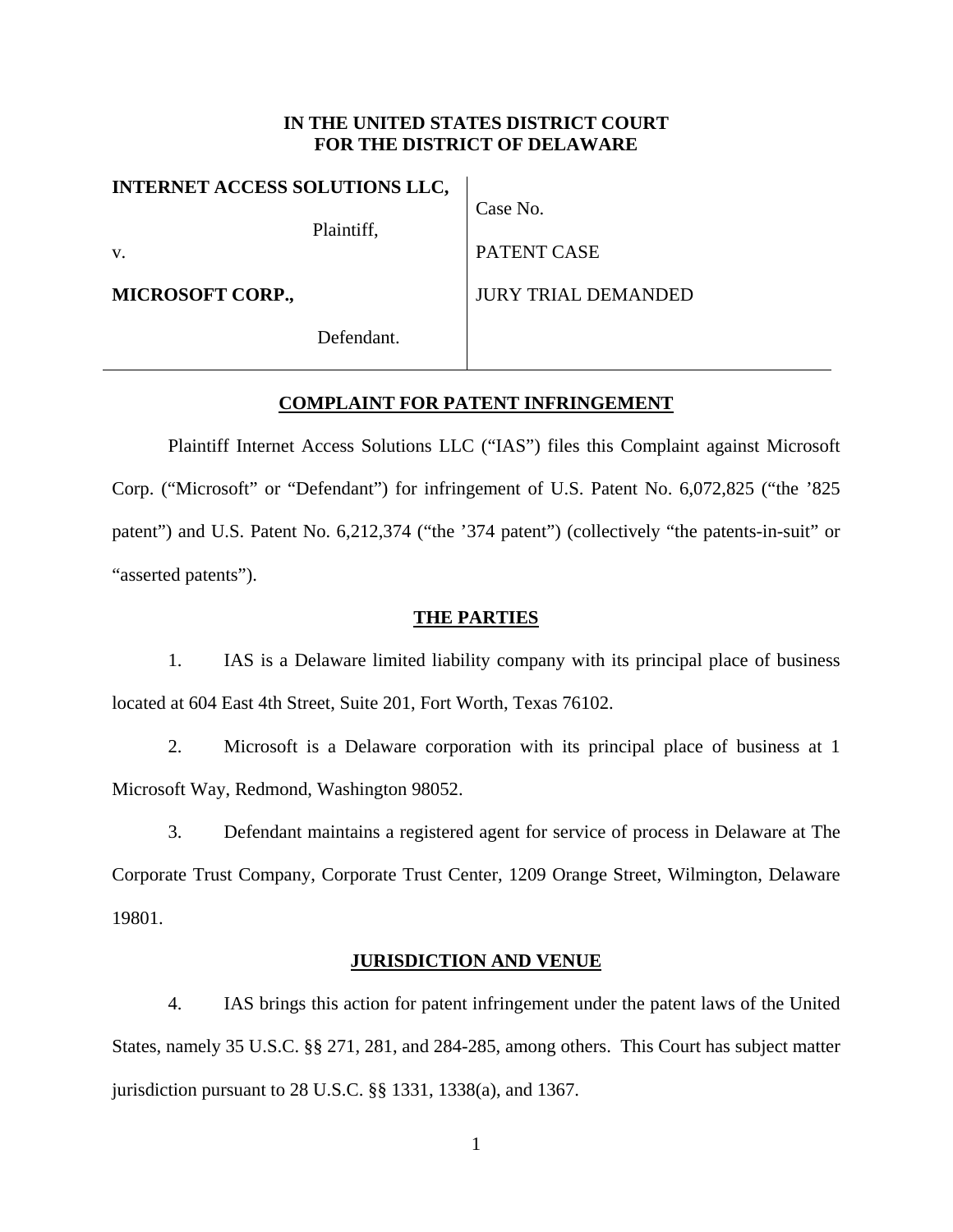**IN THE UNITED STATES DISTRICT COURT**
**FOR THE DISTRICT OF DELAWARE**

| | |
|---|---|
| **INTERNET ACCESS SOLUTIONS LLC,** | Case No. |
| Plaintiff, | PATENT CASE |
| v. | JURY TRIAL DEMANDED |
| **MICROSOFT CORP.,** | |
| Defendant. | |

## COMPLAINT FOR PATENT INFRINGEMENT

Plaintiff Internet Access Solutions LLC ("IAS") files this Complaint against Microsoft Corp. ("Microsoft" or "Defendant") for infringement of U.S. Patent No. 6,072,825 ("the '825 patent") and U.S. Patent No. 6,212,374 ("the '374 patent") (collectively "the patents-in-suit" or "asserted patents").

## THE PARTIES

1. IAS is a Delaware limited liability company with its principal place of business located at 604 East 4th Street, Suite 201, Fort Worth, Texas 76102.

2. Microsoft is a Delaware corporation with its principal place of business at 1 Microsoft Way, Redmond, Washington 98052.

3. Defendant maintains a registered agent for service of process in Delaware at The Corporate Trust Company, Corporate Trust Center, 1209 Orange Street, Wilmington, Delaware 19801.

## JURISDICTION AND VENUE

4. IAS brings this action for patent infringement under the patent laws of the United States, namely 35 U.S.C. §§ 271, 281, and 284-285, among others. This Court has subject matter jurisdiction pursuant to 28 U.S.C. §§ 1331, 1338(a), and 1367.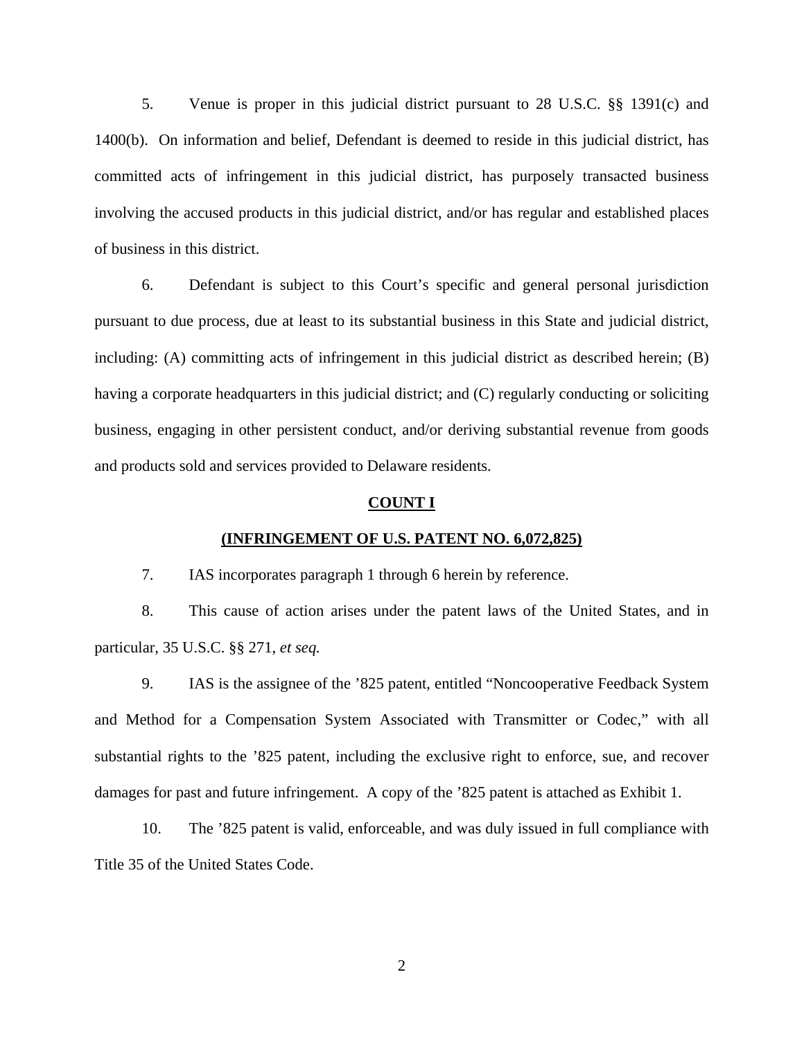5. Venue is proper in this judicial district pursuant to 28 U.S.C. §§ 1391(c) and 1400(b). On information and belief, Defendant is deemed to reside in this judicial district, has committed acts of infringement in this judicial district, has purposely transacted business involving the accused products in this judicial district, and/or has regular and established places of business in this district.

6. Defendant is subject to this Court's specific and general personal jurisdiction pursuant to due process, due at least to its substantial business in this State and judicial district, including: (A) committing acts of infringement in this judicial district as described herein; (B) having a corporate headquarters in this judicial district; and (C) regularly conducting or soliciting business, engaging in other persistent conduct, and/or deriving substantial revenue from goods and products sold and services provided to Delaware residents.

**COUNT I**

**(INFRINGEMENT OF U.S. PATENT NO. 6,072,825)**

7. IAS incorporates paragraph 1 through 6 herein by reference.

8. This cause of action arises under the patent laws of the United States, and in particular, 35 U.S.C. §§ 271, *et seq.*

9. IAS is the assignee of the '825 patent, entitled "Noncooperative Feedback System and Method for a Compensation System Associated with Transmitter or Codec," with all substantial rights to the '825 patent, including the exclusive right to enforce, sue, and recover damages for past and future infringement. A copy of the '825 patent is attached as Exhibit 1.

10. The '825 patent is valid, enforceable, and was duly issued in full compliance with Title 35 of the United States Code.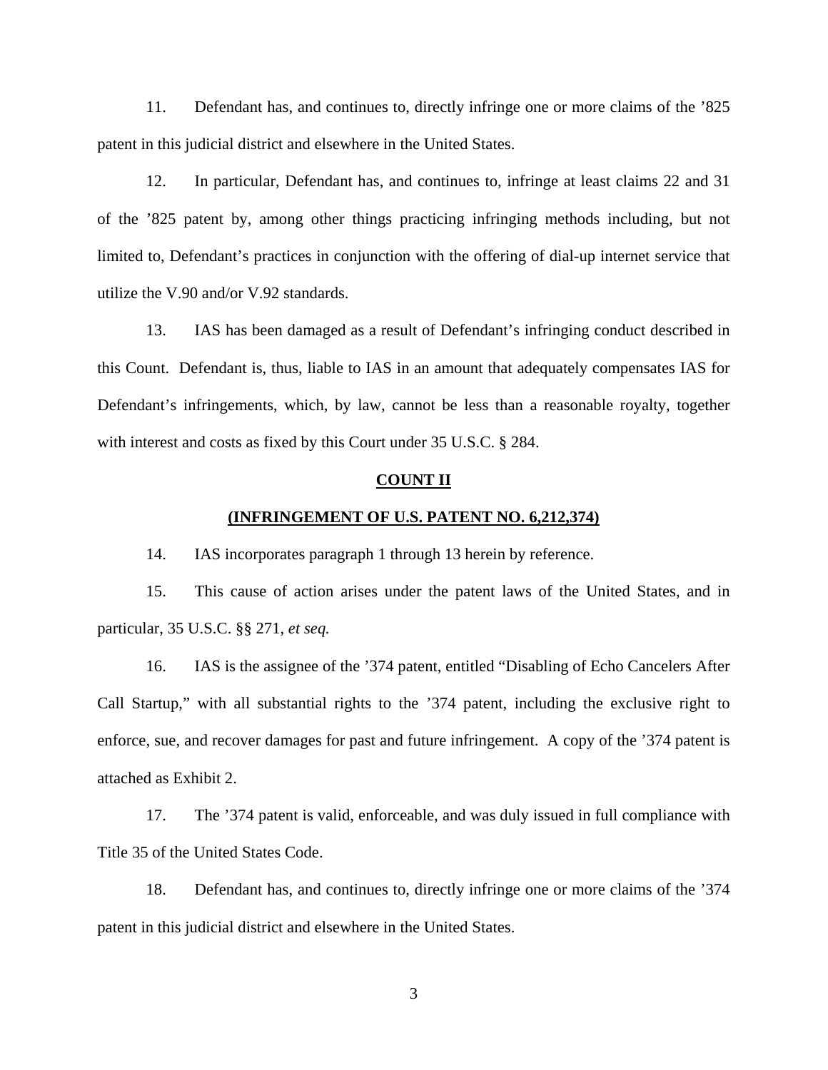11. Defendant has, and continues to, directly infringe one or more claims of the ’825 patent in this judicial district and elsewhere in the United States.

12. In particular, Defendant has, and continues to, infringe at least claims 22 and 31 of the ’825 patent by, among other things practicing infringing methods including, but not limited to, Defendant’s practices in conjunction with the offering of dial-up internet service that utilize the V.90 and/or V.92 standards.

13. IAS has been damaged as a result of Defendant’s infringing conduct described in this Count. Defendant is, thus, liable to IAS in an amount that adequately compensates IAS for Defendant’s infringements, which, by law, cannot be less than a reasonable royalty, together with interest and costs as fixed by this Court under 35 U.S.C. § 284.

## COUNT II

## (INFRINGEMENT OF U.S. PATENT NO. 6,212,374)

14. IAS incorporates paragraph 1 through 13 herein by reference.

15. This cause of action arises under the patent laws of the United States, and in particular, 35 U.S.C. §§ 271, *et seq.*

16. IAS is the assignee of the ’374 patent, entitled “Disabling of Echo Cancelers After Call Startup,” with all substantial rights to the ’374 patent, including the exclusive right to enforce, sue, and recover damages for past and future infringement. A copy of the ’374 patent is attached as Exhibit 2.

17. The ’374 patent is valid, enforceable, and was duly issued in full compliance with Title 35 of the United States Code.

18. Defendant has, and continues to, directly infringe one or more claims of the ’374 patent in this judicial district and elsewhere in the United States.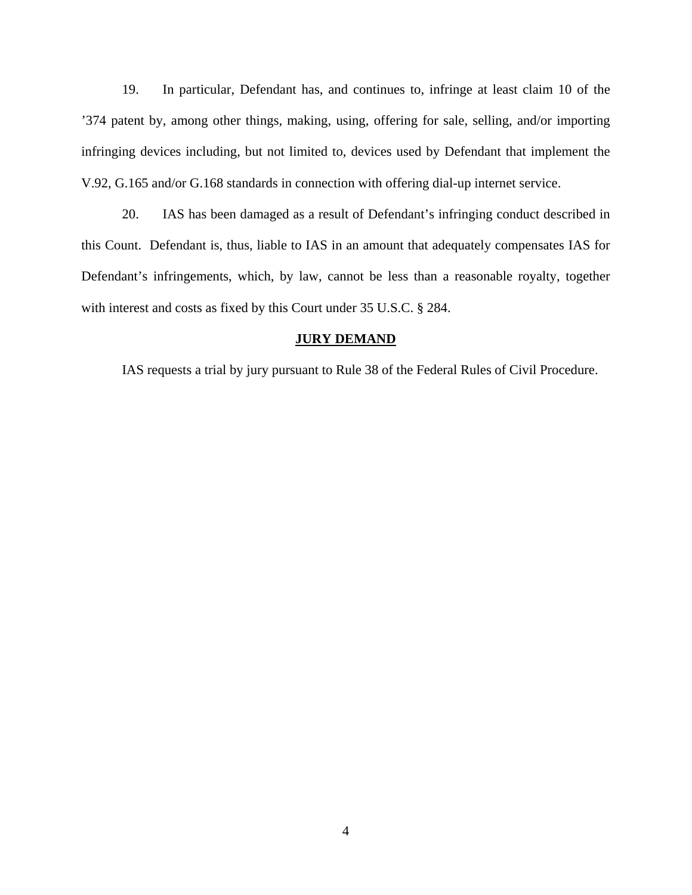19. In particular, Defendant has, and continues to, infringe at least claim 10 of the ’374 patent by, among other things, making, using, offering for sale, selling, and/or importing infringing devices including, but not limited to, devices used by Defendant that implement the V.92, G.165 and/or G.168 standards in connection with offering dial-up internet service.

20. IAS has been damaged as a result of Defendant’s infringing conduct described in this Count. Defendant is, thus, liable to IAS in an amount that adequately compensates IAS for Defendant’s infringements, which, by law, cannot be less than a reasonable royalty, together with interest and costs as fixed by this Court under 35 U.S.C. § 284.

## **JURY DEMAND**

IAS requests a trial by jury pursuant to Rule 38 of the Federal Rules of Civil Procedure.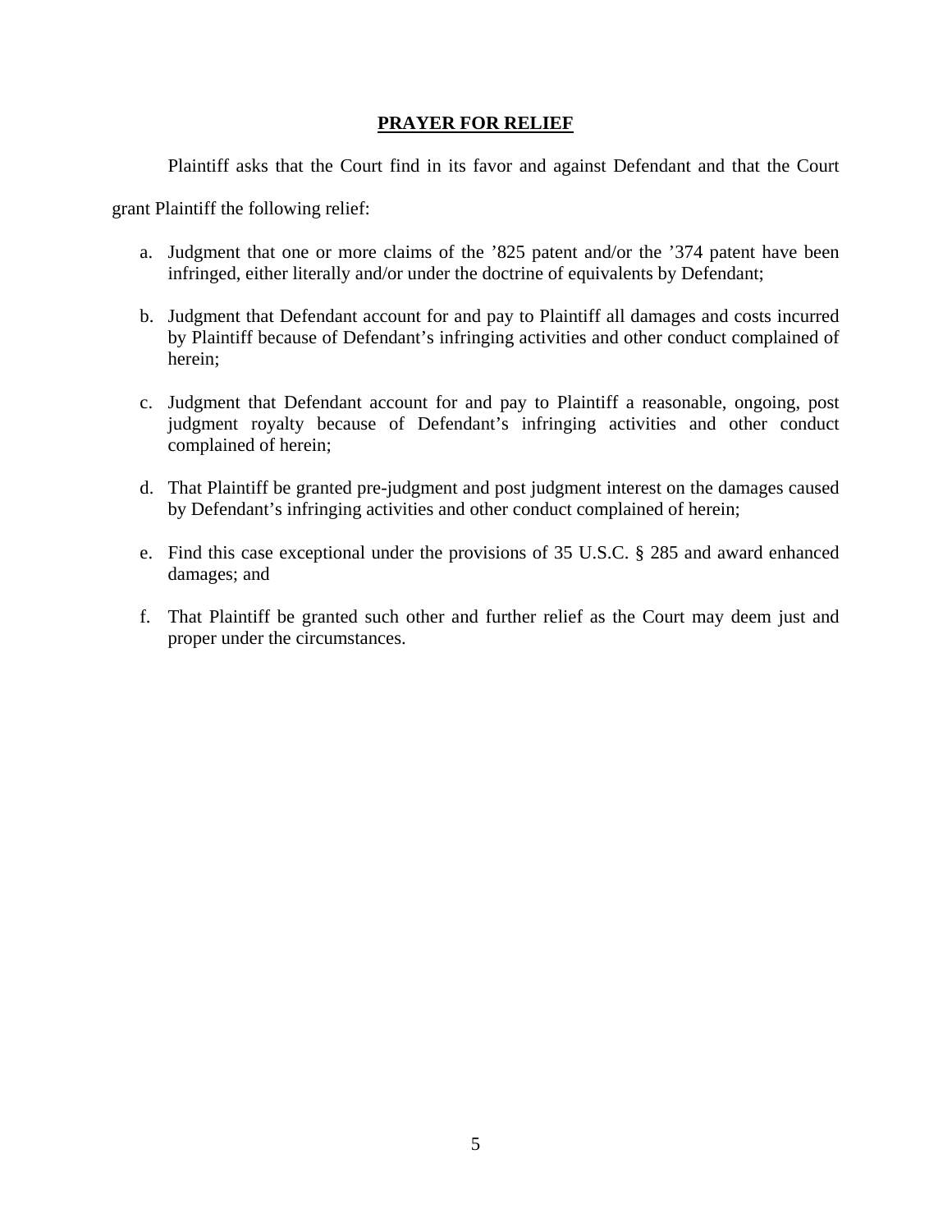## PRAYER FOR RELIEF

Plaintiff asks that the Court find in its favor and against Defendant and that the Court grant Plaintiff the following relief:

a. Judgment that one or more claims of the ’825 patent and/or the ’374 patent have been infringed, either literally and/or under the doctrine of equivalents by Defendant;

b. Judgment that Defendant account for and pay to Plaintiff all damages and costs incurred by Plaintiff because of Defendant’s infringing activities and other conduct complained of herein;

c. Judgment that Defendant account for and pay to Plaintiff a reasonable, ongoing, post judgment royalty because of Defendant’s infringing activities and other conduct complained of herein;

d. That Plaintiff be granted pre-judgment and post judgment interest on the damages caused by Defendant’s infringing activities and other conduct complained of herein;

e. Find this case exceptional under the provisions of 35 U.S.C. § 285 and award enhanced damages; and

f. That Plaintiff be granted such other and further relief as the Court may deem just and proper under the circumstances.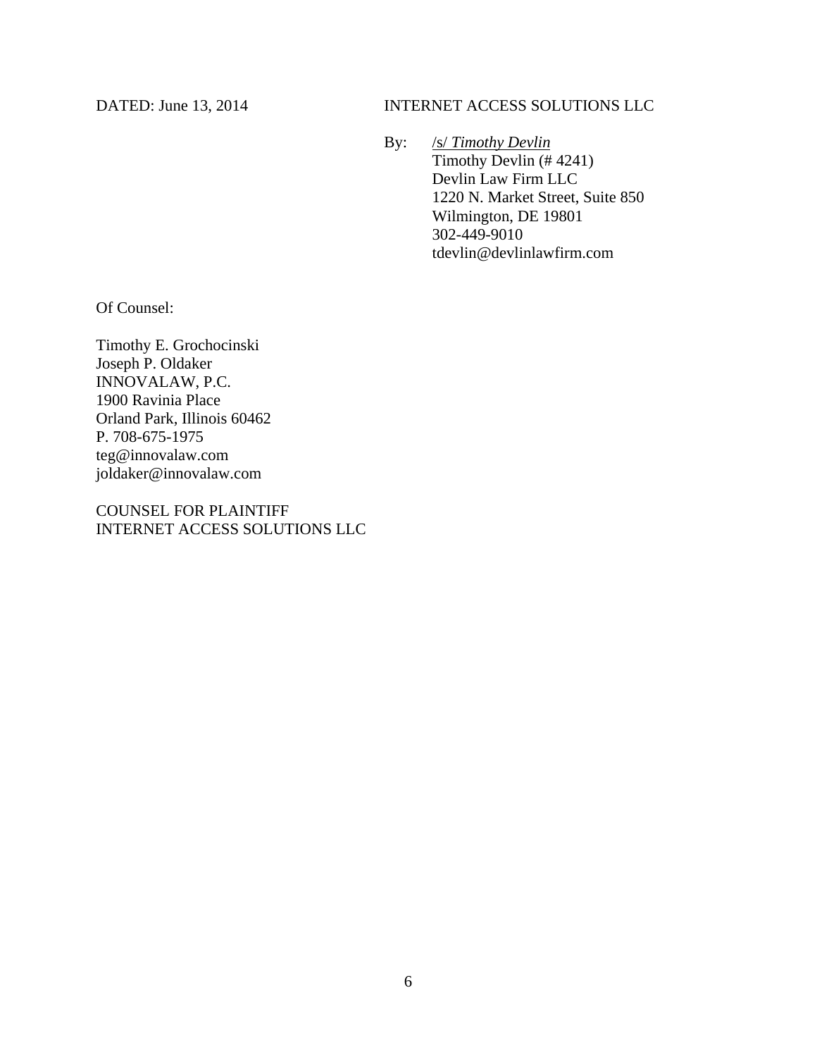DATED: June 13, 2014

INTERNET ACCESS SOLUTIONS LLC

By: /s/ *Timothy Devlin*
Timothy Devlin (# 4241)
Devlin Law Firm LLC
1220 N. Market Street, Suite 850
Wilmington, DE 19801
302-449-9010
tdevlin@devlinlawfirm.com

Of Counsel:

Timothy E. Grochocinski
Joseph P. Oldaker
INNOVALAW, P.C.
1900 Ravinia Place
Orland Park, Illinois 60462
P. 708-675-1975
teg@innovalaw.com
joldaker@innovalaw.com

COUNSEL FOR PLAINTIFF
INTERNET ACCESS SOLUTIONS LLC